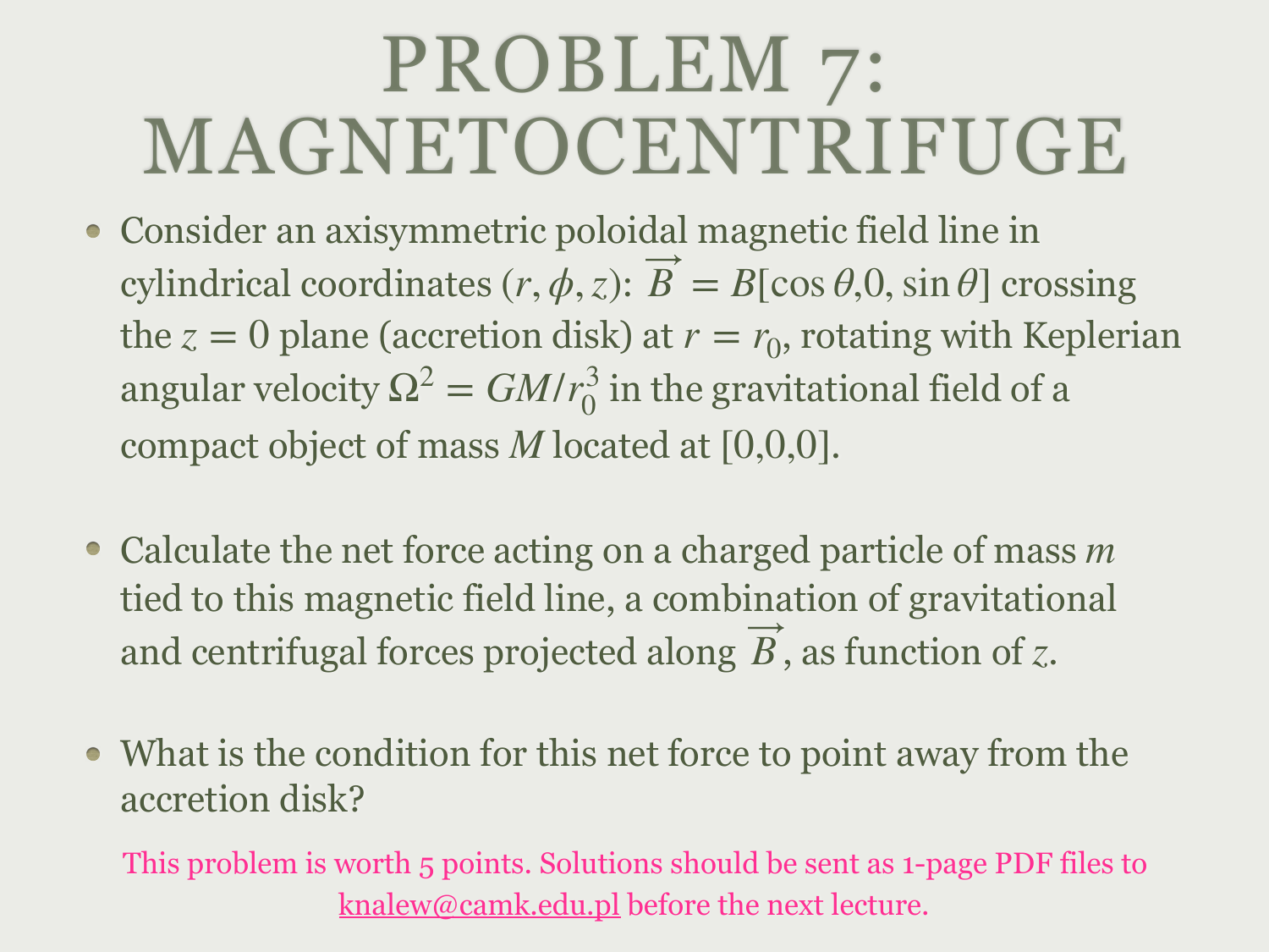# PROBLEM 7: MAGNETOCENTRIFUGE

- Consider an axisymmetric poloidal magnetic field line in cylindrical coordinates $(r, \phi, z)$: $\overrightarrow{B} = B[\cos\theta, 0, \sin\theta]$ crossing the $z = 0$ plane (accretion disk) at $r = r_0$, rotating with Keplerian angular velocity $\Omega^2 = GM/r_0^3$ in the gravitational field of a compact object of mass $M$ located at [0,0,0].

- Calculate the net force acting on a charged particle of mass $m$ tied to this magnetic field line, a combination of gravitational and centrifugal forces projected along $\overrightarrow{B}$, as function of $z$.

- What is the condition for this net force to point away from the accretion disk?

This problem is worth 5 points. Solutions should be sent as 1-page PDF files to knalew@camk.edu.pl before the next lecture.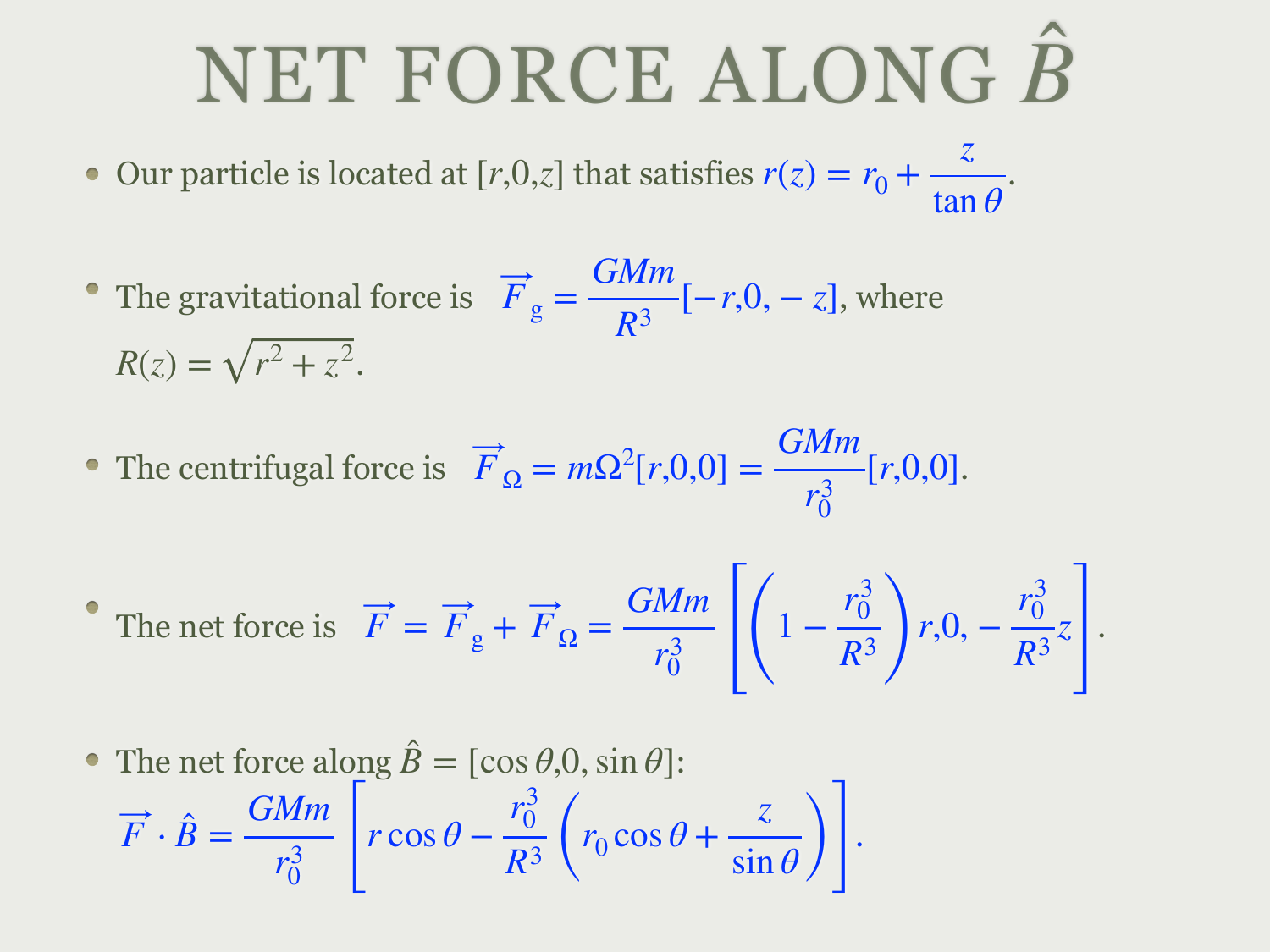# NET FORCE ALONG $\hat{B}$

- Our particle is located at $[r, 0, z]$ that satisfies $r(z) = r_0 + \dfrac{z}{\tan\theta}$.

- The gravitational force is $\vec{F}_g = \dfrac{GMm}{R^3}[-r, 0, -z]$, where $R(z) = \sqrt{r^2 + z^2}$.

- The centrifugal force is $\vec{F}_\Omega = m\Omega^2[r, 0, 0] = \dfrac{GMm}{r_0^3}[r, 0, 0]$.

- The net force is $\vec{F} = \vec{F}_g + \vec{F}_\Omega = \dfrac{GMm}{r_0^3}\left[\left(1 - \dfrac{r_0^3}{R^3}\right)r, 0, -\dfrac{r_0^3}{R^3}z\right]$.

- The net force along $\hat{B} = [\cos\theta, 0, \sin\theta]$:
  $\vec{F} \cdot \hat{B} = \dfrac{GMm}{r_0^3}\left[r\cos\theta - \dfrac{r_0^3}{R^3}\left(r_0\cos\theta + \dfrac{z}{\sin\theta}\right)\right]$.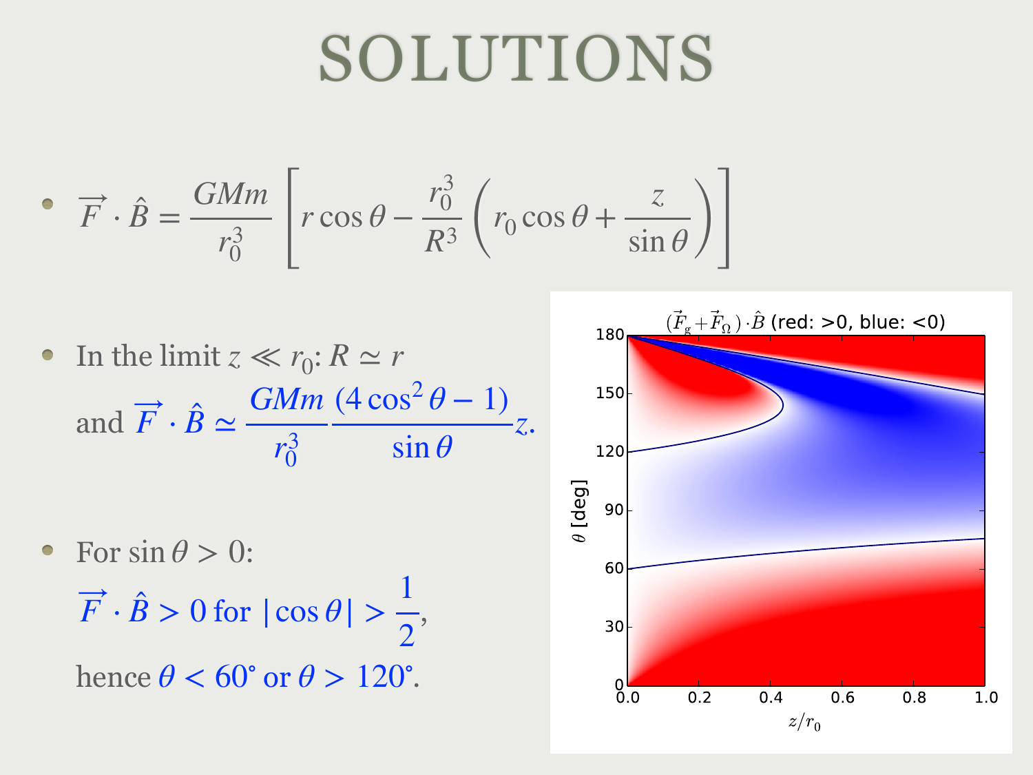# SOLUTIONS

- $$\overrightarrow{F} \cdot \hat{B} = \frac{GMm}{r_0^3}\left[r\cos\theta - \frac{r_0^3}{R^3}\left(r_0\cos\theta + \frac{z}{\sin\theta}\right)\right]$$

- In the limit $z \ll r_0$: $R \simeq r$ and $\overrightarrow{F} \cdot \hat{B} \simeq \frac{GMm}{r_0^3}\frac{(4\cos^2\theta - 1)}{\sin\theta}z.$

- For $\sin\theta > 0$: $\overrightarrow{F} \cdot \hat{B} > 0$ for $|\cos\theta| > \frac{1}{2}$, hence $\theta < 60^\circ$ or $\theta > 120^\circ$.

$(\vec{F}_g + \vec{F}_\Omega) \cdot \hat{B}$ (red: >0, blue: <0)

$\theta$ [deg]

180
150
120
90
60
30
0

0.0 0.2 0.4 0.6 0.8 1.0

$z/r_0$